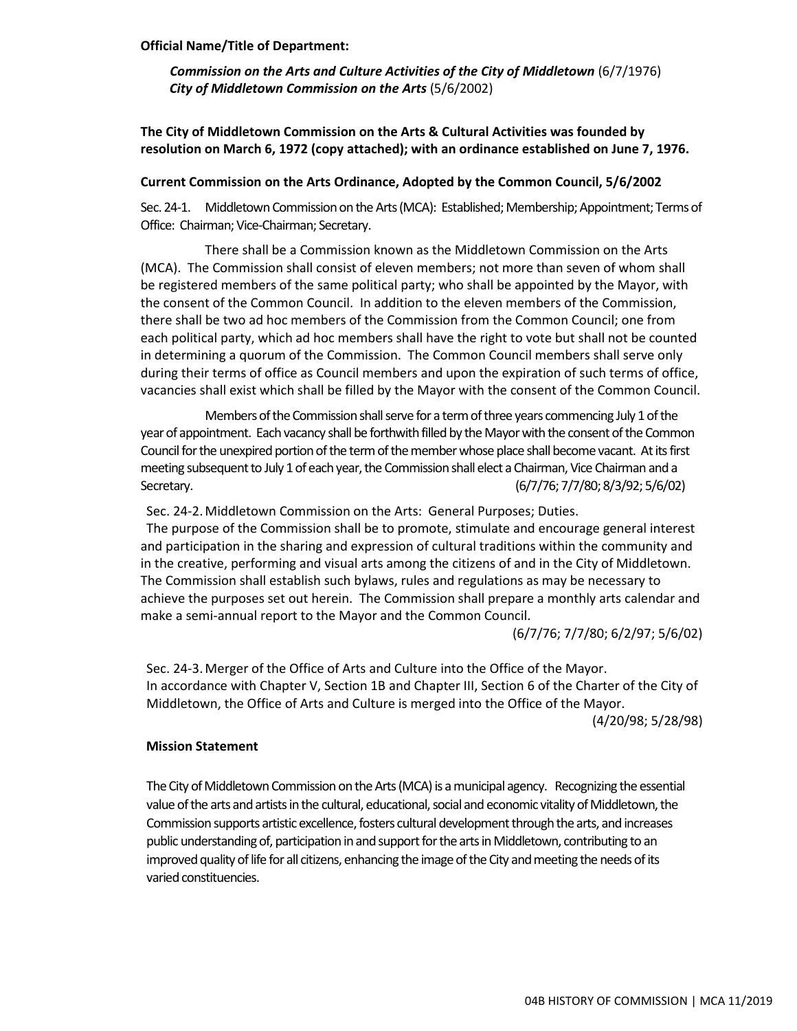**Official Name/Title of Department:**

***Commission on the Arts and Culture Activities of the City of Middletown*** (6/7/1976)
***City of Middletown Commission on the Arts*** (5/6/2002)

**The City of Middletown Commission on the Arts & Cultural Activities was founded by resolution on March 6, 1972 (copy attached); with an ordinance established on June 7, 1976.**

**Current Commission on the Arts Ordinance, Adopted by the Common Council, 5/6/2002**

Sec. 24-1. Middletown Commission on the Arts (MCA): Established; Membership; Appointment; Terms of Office: Chairman; Vice-Chairman; Secretary.

There shall be a Commission known as the Middletown Commission on the Arts (MCA). The Commission shall consist of eleven members; not more than seven of whom shall be registered members of the same political party; who shall be appointed by the Mayor, with the consent of the Common Council. In addition to the eleven members of the Commission, there shall be two ad hoc members of the Commission from the Common Council; one from each political party, which ad hoc members shall have the right to vote but shall not be counted in determining a quorum of the Commission. The Common Council members shall serve only during their terms of office as Council members and upon the expiration of such terms of office, vacancies shall exist which shall be filled by the Mayor with the consent of the Common Council.

Members of the Commission shall serve for a term of three years commencing July 1 of the year of appointment. Each vacancy shall be forthwith filled by the Mayor with the consent of the Common Council for the unexpired portion of the term of the member whose place shall become vacant. At its first meeting subsequent to July 1 of each year, the Commission shall elect a Chairman, Vice Chairman and a Secretary. (6/7/76; 7/7/80; 8/3/92; 5/6/02)

Sec. 24-2. Middletown Commission on the Arts: General Purposes; Duties.
The purpose of the Commission shall be to promote, stimulate and encourage general interest and participation in the sharing and expression of cultural traditions within the community and in the creative, performing and visual arts among the citizens of and in the City of Middletown. The Commission shall establish such bylaws, rules and regulations as may be necessary to achieve the purposes set out herein. The Commission shall prepare a monthly arts calendar and make a semi-annual report to the Mayor and the Common Council.
(6/7/76; 7/7/80; 6/2/97; 5/6/02)

Sec. 24-3. Merger of the Office of Arts and Culture into the Office of the Mayor.
In accordance with Chapter V, Section 1B and Chapter III, Section 6 of the Charter of the City of Middletown, the Office of Arts and Culture is merged into the Office of the Mayor.
(4/20/98; 5/28/98)

**Mission Statement**

The City of Middletown Commission on the Arts (MCA) is a municipal agency. Recognizing the essential value of the arts and artists in the cultural, educational, social and economic vitality of Middletown, the Commission supports artistic excellence, fosters cultural development through the arts, and increases public understanding of, participation in and support for the arts in Middletown, contributing to an improved quality of life for all citizens, enhancing the image of the City and meeting the needs of its varied constituencies.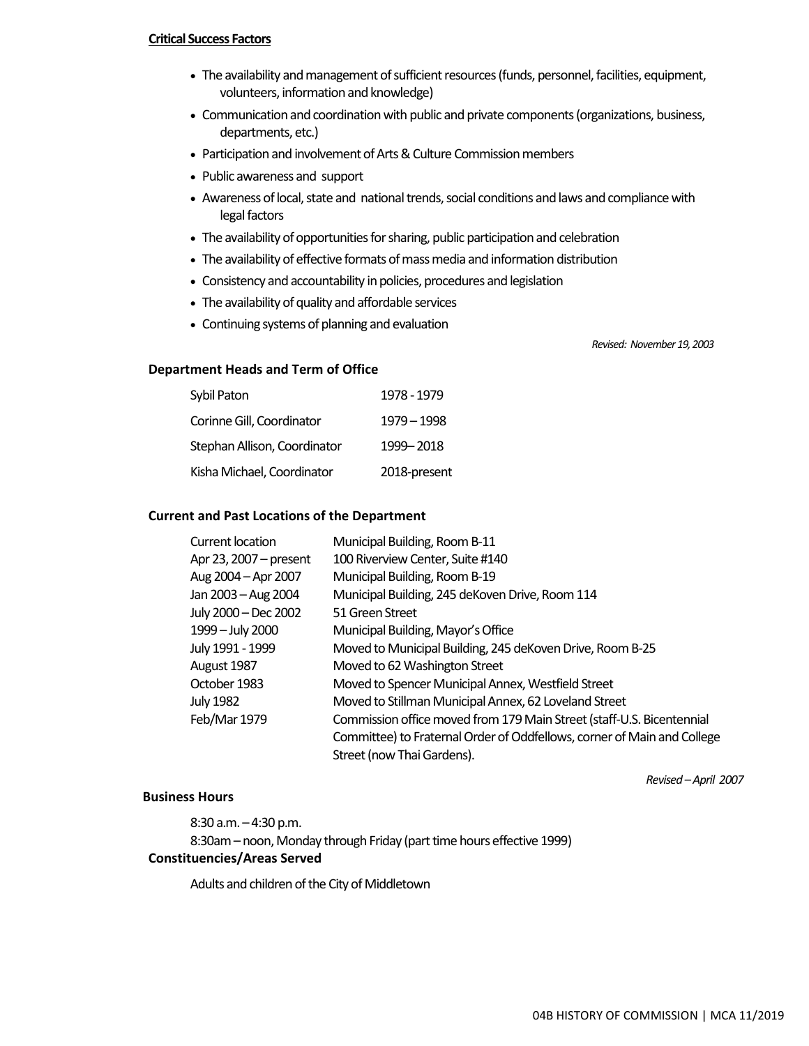**Critical Success Factors**

- The availability and management of sufficient resources (funds, personnel, facilities, equipment, volunteers, information and knowledge)
- Communication and coordination with public and private components (organizations, business, departments, etc.)
- Participation and involvement of Arts & Culture Commission members
- Public awareness and support
- Awareness of local, state and national trends, social conditions and laws and compliance with legal factors
- The availability of opportunities for sharing, public participation and celebration
- The availability of effective formats of mass media and information distribution
- Consistency and accountability in policies, procedures and legislation
- The availability of quality and affordable services
- Continuing systems of planning and evaluation

*Revised: November 19, 2003*

### Department Heads and Term of Office

| | |
|---|---|
| Sybil Paton | 1978 - 1979 |
| Corinne Gill, Coordinator | 1979 – 1998 |
| Stephan Allison, Coordinator | 1999– 2018 |
| Kisha Michael, Coordinator | 2018-present |

### Current and Past Locations of the Department

| | |
|---|---|
| Current location | Municipal Building, Room B-11 |
| Apr 23, 2007 – present | 100 Riverview Center, Suite #140 |
| Aug 2004 – Apr 2007 | Municipal Building, Room B-19 |
| Jan 2003 – Aug 2004 | Municipal Building, 245 deKoven Drive, Room 114 |
| July 2000 – Dec 2002 | 51 Green Street |
| 1999 – July 2000 | Municipal Building, Mayor's Office |
| July 1991 - 1999 | Moved to Municipal Building, 245 deKoven Drive, Room B-25 |
| August 1987 | Moved to 62 Washington Street |
| October 1983 | Moved to Spencer Municipal Annex, Westfield Street |
| July 1982 | Moved to Stillman Municipal Annex, 62 Loveland Street |
| Feb/Mar 1979 | Commission office moved from 179 Main Street (staff-U.S. Bicentennial Committee) to Fraternal Order of Oddfellows, corner of Main and College Street (now Thai Gardens). |

*Revised – April 2007*

### Business Hours

8:30 a.m. – 4:30 p.m.

8:30am – noon, Monday through Friday (part time hours effective 1999)

### Constituencies/Areas Served

Adults and children of the City of Middletown